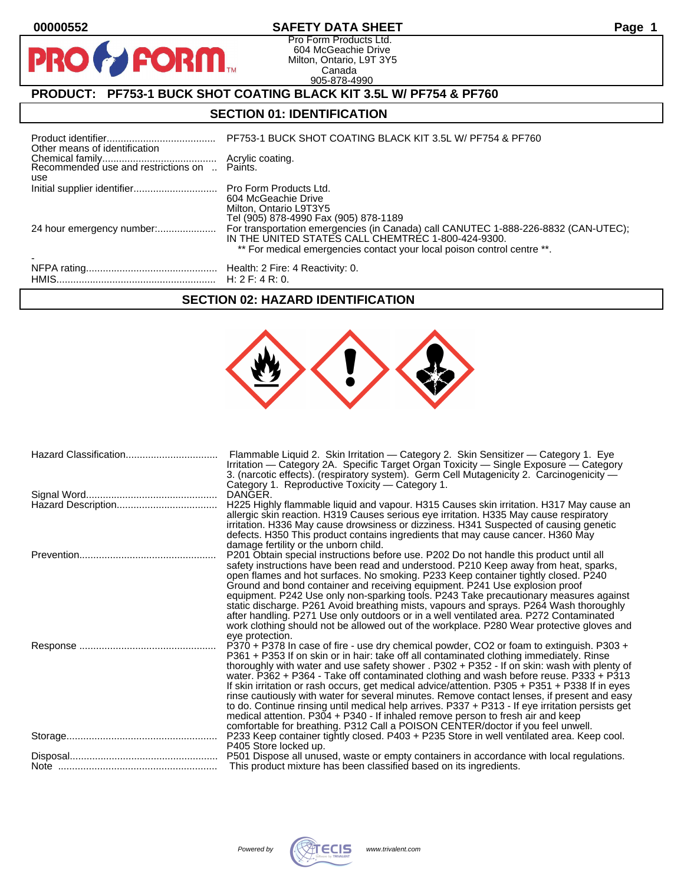00000552

# SAFETY DATA SHEET

Pro Form Products Ltd.
604 McGeachie Drive
Milton, Ontario, L9T 3Y5
Canada
905-878-4990

## PRODUCT: PF753-1 BUCK SHOT COATING BLACK KIT 3.5L W/ PF754 & PF760

## SECTION 01: IDENTIFICATION

| | |
|---|---|
| Product identifier | PF753-1 BUCK SHOT COATING BLACK KIT 3.5L W/ PF754 & PF760 |
| Other means of identification | |
| Chemical family | Acrylic coating. |
| Recommended use and restrictions on use | Paints. |
| Initial supplier identifier | Pro Form Products Ltd.<br>604 McGeachie Drive<br>Milton, Ontario L9T3Y5<br>Tel (905) 878-4990 Fax (905) 878-1189 |
| 24 hour emergency number: | For transportation emergencies (in Canada) call CANUTEC 1-888-226-8832 (CAN-UTEC); IN THE UNITED STATES CALL CHEMTREC 1-800-424-9300.<br>** For medical emergencies contact your local poison control centre **. |
| - | |
| NFPA rating | Health: 2 Fire: 4 Reactivity: 0. |
| HMIS | H: 2 F: 4 R: 0. |

## SECTION 02: HAZARD IDENTIFICATION

| | |
|---|---|
| Hazard Classification | Flammable Liquid 2. Skin Irritation — Category 2. Skin Sensitizer — Category 1. Eye Irritation — Category 2A. Specific Target Organ Toxicity — Single Exposure — Category 3. (narcotic effects). (respiratory system). Germ Cell Mutagenicity 2. Carcinogenicity — Category 1. Reproductive Toxicity — Category 1. |
| Signal Word | DANGER. |
| Hazard Description | H225 Highly flammable liquid and vapour. H315 Causes skin irritation. H317 May cause an allergic skin reaction. H319 Causes serious eye irritation. H335 May cause respiratory irritation. H336 May cause drowsiness or dizziness. H341 Suspected of causing genetic defects. H350 This product contains ingredients that may cause cancer. H360 May damage fertility or the unborn child. |
| Prevention | P201 Obtain special instructions before use. P202 Do not handle this product until all safety instructions have been read and understood. P210 Keep away from heat, sparks, open flames and hot surfaces. No smoking. P233 Keep container tightly closed. P240 Ground and bond container and receiving equipment. P241 Use explosion proof equipment. P242 Use only non-sparking tools. P243 Take precautionary measures against static discharge. P261 Avoid breathing mists, vapours and sprays. P264 Wash thoroughly after handling. P271 Use only outdoors or in a well ventilated area. P272 Contaminated work clothing should not be allowed out of the workplace. P280 Wear protective gloves and eye protection. |
| Response | P370 + P378 In case of fire - use dry chemical powder, CO2 or foam to extinguish. P303 + P361 + P353 If on skin or in hair: take off all contaminated clothing immediately. Rinse thoroughly with water and use safety shower . P302 + P352 - If on skin: wash with plenty of water. P362 + P364 - Take off contaminated clothing and wash before reuse. P333 + P313 If skin irritation or rash occurs, get medical advice/attention. P305 + P351 + P338 If in eyes rinse cautiously with water for several minutes. Remove contact lenses, if present and easy to do. Continue rinsing until medical help arrives. P337 + P313 - If eye irritation persists get medical attention. P304 + P340 - If inhaled remove person to fresh air and keep comfortable for breathing. P312 Call a POISON CENTER/doctor if you feel unwell. |
| Storage | P233 Keep container tightly closed. P403 + P235 Store in well ventilated area. Keep cool. P405 Store locked up. |
| Disposal | P501 Dispose all unused, waste or empty containers in accordance with local regulations. |
| Note | This product mixture has been classified based on its ingredients. |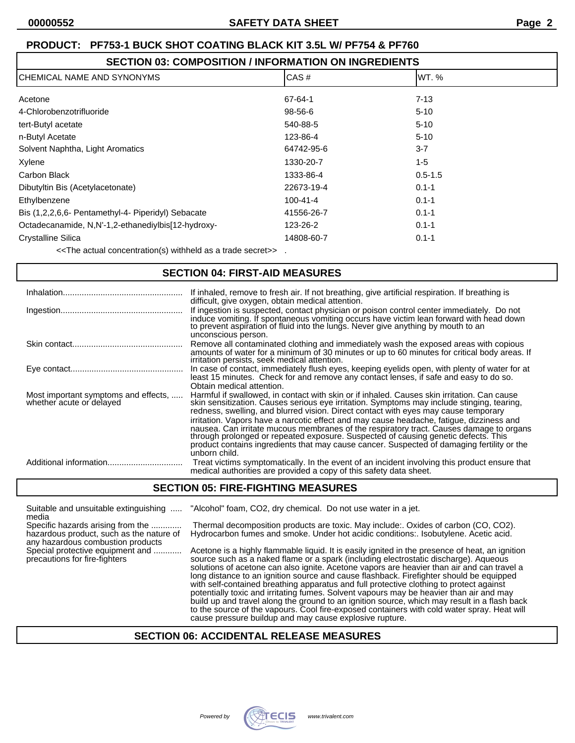## PRODUCT: PF753-1 BUCK SHOT COATING BLACK KIT 3.5L W/ PF754 & PF760

## SECTION 03: COMPOSITION / INFORMATION ON INGREDIENTS

| CHEMICAL NAME AND SYNONYMS | CAS # | WT. % |
|---|---|---|
| Acetone | 67-64-1 | 7-13 |
| 4-Chlorobenzotrifluoride | 98-56-6 | 5-10 |
| tert-Butyl acetate | 540-88-5 | 5-10 |
| n-Butyl Acetate | 123-86-4 | 5-10 |
| Solvent Naphtha, Light Aromatics | 64742-95-6 | 3-7 |
| Xylene | 1330-20-7 | 1-5 |
| Carbon Black | 1333-86-4 | 0.5-1.5 |
| Dibutyltin Bis (Acetylacetonate) | 22673-19-4 | 0.1-1 |
| Ethylbenzene | 100-41-4 | 0.1-1 |
| Bis (1,2,2,6,6- Pentamethyl-4- Piperidyl) Sebacate | 41556-26-7 | 0.1-1 |
| Octadecanamide, N,N'-1,2-ethanediylbis[12-hydroxy- | 123-26-2 | 0.1-1 |
| Crystalline Silica | 14808-60-7 | 0.1-1 |

<<The actual concentration(s) withheld as a trade secret>> .

## SECTION 04: FIRST-AID MEASURES

**Inhalation:** If inhaled, remove to fresh air. If not breathing, give artificial respiration. If breathing is difficult, give oxygen, obtain medical attention.

**Ingestion:** If ingestion is suspected, contact physician or poison control center immediately. Do not induce vomiting. If spontaneous vomiting occurs have victim lean forward with head down to prevent aspiration of fluid into the lungs. Never give anything by mouth to an unconscious person.

**Skin contact:** Remove all contaminated clothing and immediately wash the exposed areas with copious amounts of water for a minimum of 30 minutes or up to 60 minutes for critical body areas. If irritation persists, seek medical attention.

**Eye contact:** In case of contact, immediately flush eyes, keeping eyelids open, with plenty of water for at least 15 minutes. Check for and remove any contact lenses, if safe and easy to do so. Obtain medical attention.

**Most important symptoms and effects, whether acute or delayed:** Harmful if swallowed, in contact with skin or if inhaled. Causes skin irritation. Can cause skin sensitization. Causes serious eye irritation. Symptoms may include stinging, tearing, redness, swelling, and blurred vision. Direct contact with eyes may cause temporary irritation. Vapors have a narcotic effect and may cause headache, fatigue, dizziness and nausea. Can irritate mucous membranes of the respiratory tract. Causes damage to organs through prolonged or repeated exposure. Suspected of causing genetic defects. This product contains ingredients that may cause cancer. Suspected of damaging fertility or the unborn child.

**Additional information:** Treat victims symptomatically. In the event of an incident involving this product ensure that medical authorities are provided a copy of this safety data sheet.

## SECTION 05: FIRE-FIGHTING MEASURES

**Suitable and unsuitable extinguishing media:** "Alcohol" foam, $CO_2$, dry chemical. Do not use water in a jet.

**Specific hazards arising from the hazardous product, such as the nature of any hazardous combustion products:** Thermal decomposition products are toxic. May include:. Oxides of carbon (CO, $CO_2$). Hydrocarbon fumes and smoke. Under hot acidic conditions:. Isobutylene. Acetic acid.

**Special protective equipment and precautions for fire-fighters:** Acetone is a highly flammable liquid. It is easily ignited in the presence of heat, an ignition source such as a naked flame or a spark (including electrostatic discharge). Aqueous solutions of acetone can also ignite. Acetone vapors are heavier than air and can travel a long distance to an ignition source and cause flashback. Firefighter should be equipped with self-contained breathing apparatus and full protective clothing to protect against potentially toxic and irritating fumes. Solvent vapours may be heavier than air and may build up and travel along the ground to an ignition source, which may result in a flash back to the source of the vapours. Cool fire-exposed containers with cold water spray. Heat will cause pressure buildup and may cause explosive rupture.

## SECTION 06: ACCIDENTAL RELEASE MEASURES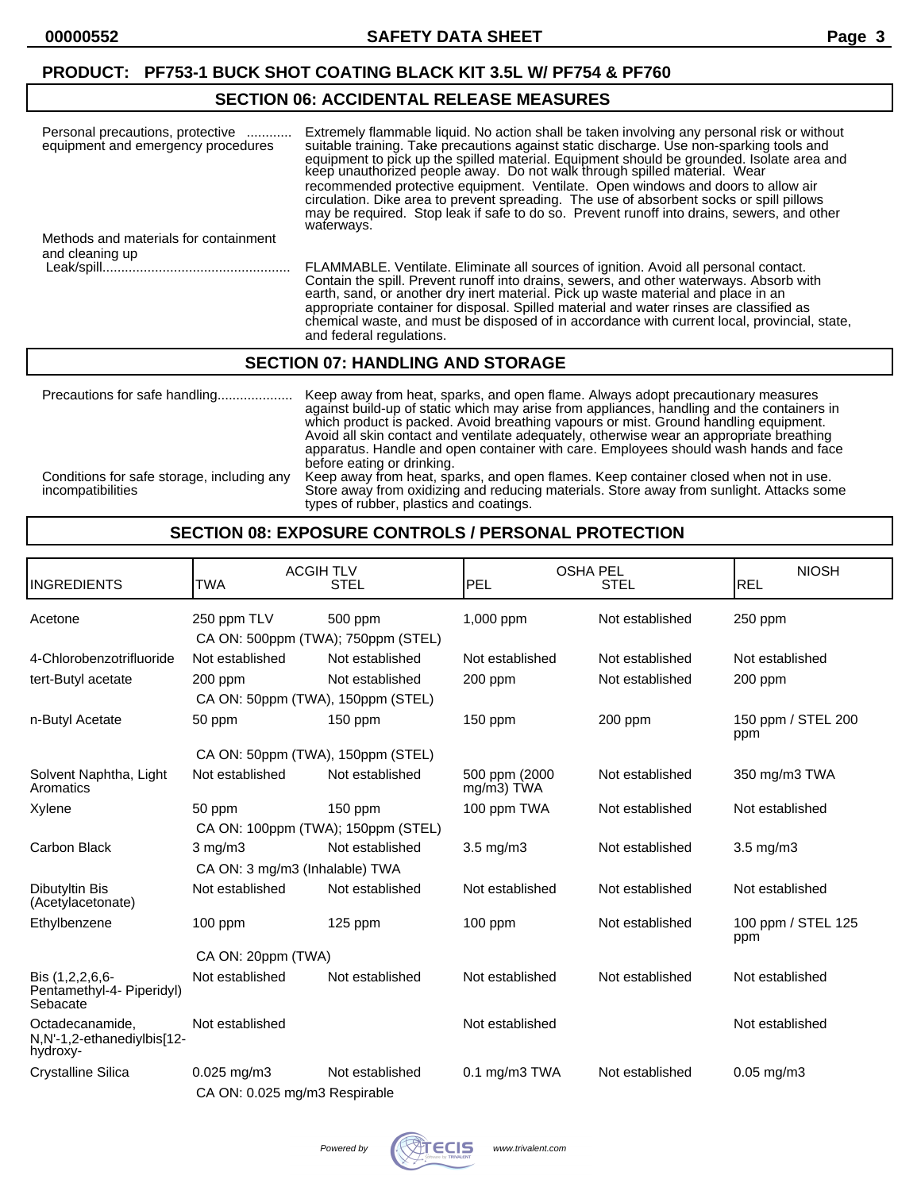**PRODUCT: PF753-1 BUCK SHOT COATING BLACK KIT 3.5L W/ PF754 & PF760**

## SECTION 06: ACCIDENTAL RELEASE MEASURES

**Personal precautions, protective equipment and emergency procedures**............ Extremely flammable liquid. No action shall be taken involving any personal risk or without suitable training. Take precautions against static discharge. Use non-sparking tools and equipment to pick up the spilled material. Equipment should be grounded. Isolate area and keep unauthorized people away. Do not walk through spilled material. Wear recommended protective equipment. Ventilate. Open windows and doors to allow air circulation. Dike area to prevent spreading. The use of absorbent socks or spill pillows may be required. Stop leak if safe to do so. Prevent runoff into drains, sewers, and other waterways.

**Methods and materials for containment and cleaning up**

Leak/spill.................................................. FLAMMABLE. Ventilate. Eliminate all sources of ignition. Avoid all personal contact. Contain the spill. Prevent runoff into drains, sewers, and other waterways. Absorb with earth, sand, or another dry inert material. Pick up waste material and place in an appropriate container for disposal. Spilled material and water rinses are classified as chemical waste, and must be disposed of in accordance with current local, provincial, state, and federal regulations.

## SECTION 07: HANDLING AND STORAGE

**Precautions for safe handling**.................... Keep away from heat, sparks, and open flame. Always adopt precautionary measures against build-up of static which may arise from appliances, handling and the containers in which product is packed. Avoid breathing vapours or mist. Ground handling equipment. Avoid all skin contact and ventilate adequately, otherwise wear an appropriate breathing apparatus. Handle and open container with care. Employees should wash hands and face before eating or drinking.

**Conditions for safe storage, including any incompatibilities** Keep away from heat, sparks, and open flames. Keep container closed when not in use. Store away from oxidizing and reducing materials. Store away from sunlight. Attacks some types of rubber, plastics and coatings.

## SECTION 08: EXPOSURE CONTROLS / PERSONAL PROTECTION

| INGREDIENTS | ACGIH TLV TWA | ACGIH TLV STEL | OSHA PEL PEL | OSHA PEL STEL | NIOSH REL |
|---|---|---|---|---|---|
| Acetone | 250 ppm TLV | 500 ppm | 1,000 ppm | Not established | 250 ppm |
| | CA ON: 500ppm (TWA); 750ppm (STEL) | | | | |
| 4-Chlorobenzotrifluoride | Not established | Not established | Not established | Not established | Not established |
| tert-Butyl acetate | 200 ppm | Not established | 200 ppm | Not established | 200 ppm |
| | CA ON: 50ppm (TWA), 150ppm (STEL) | | | | |
| n-Butyl Acetate | 50 ppm | 150 ppm | 150 ppm | 200 ppm | 150 ppm / STEL 200 ppm |
| | CA ON: 50ppm (TWA), 150ppm (STEL) | | | | |
| Solvent Naphtha, Light Aromatics | Not established | Not established | 500 ppm (2000 mg/m3) TWA | Not established | 350 mg/m3 TWA |
| Xylene | 50 ppm | 150 ppm | 100 ppm TWA | Not established | Not established |
| | CA ON: 100ppm (TWA); 150ppm (STEL) | | | | |
| Carbon Black | 3 mg/m3 | Not established | 3.5 mg/m3 | Not established | 3.5 mg/m3 |
| | CA ON: 3 mg/m3 (Inhalable) TWA | | | | |
| Dibutyltin Bis (Acetylacetonate) | Not established | Not established | Not established | Not established | Not established |
| Ethylbenzene | 100 ppm | 125 ppm | 100 ppm | Not established | 100 ppm / STEL 125 ppm |
| | CA ON: 20ppm (TWA) | | | | |
| Bis (1,2,2,6,6-Pentamethyl-4- Piperidyl) Sebacate | Not established | Not established | Not established | Not established | Not established |
| Octadecanamide, N,N'-1,2-ethanediylbis[12-hydroxy- | Not established | | Not established | | Not established |
| Crystalline Silica | 0.025 mg/m3 | Not established | 0.1 mg/m3 TWA | Not established | 0.05 mg/m3 |
| | CA ON: 0.025 mg/m3 Respirable | | | | |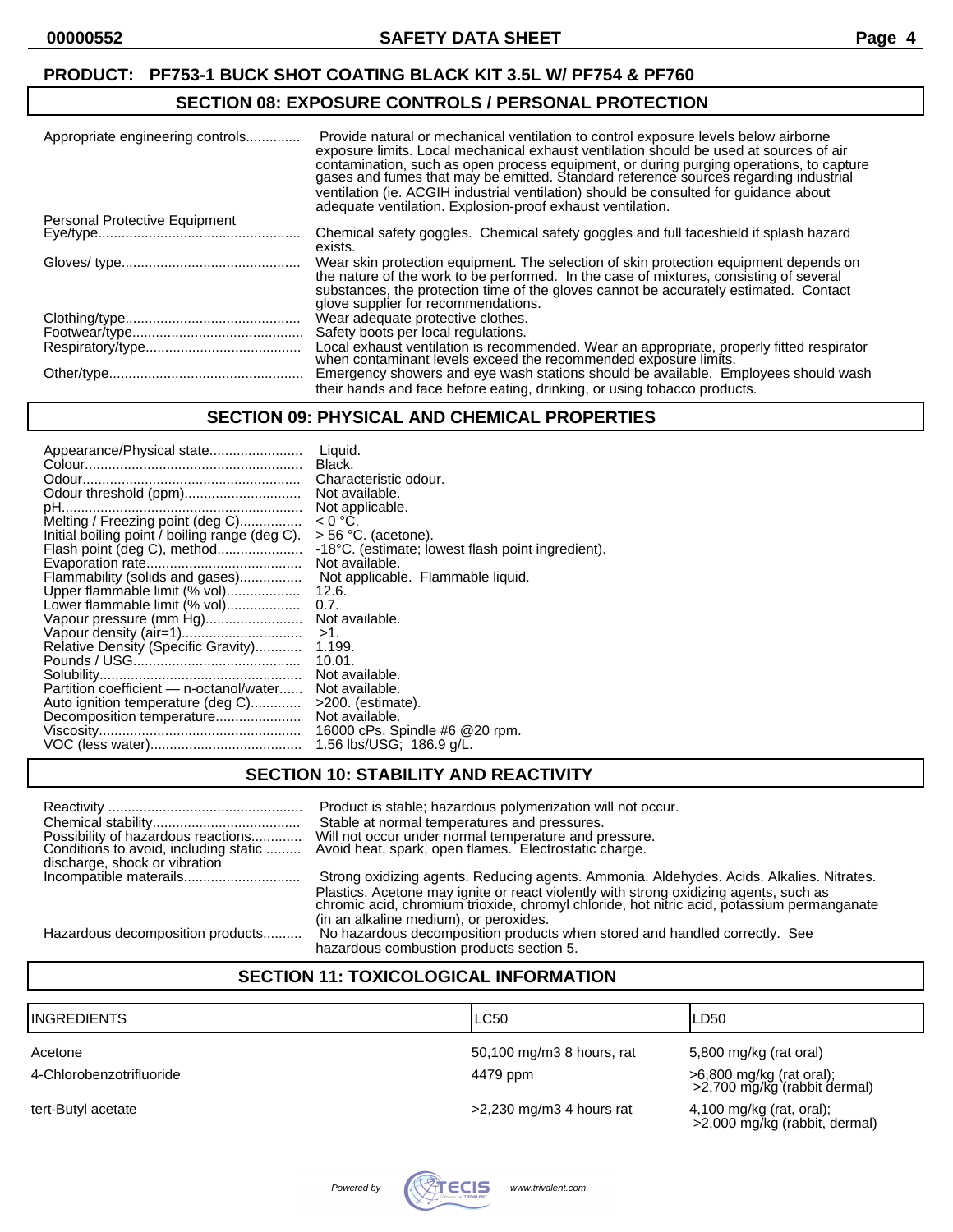**PRODUCT: PF753-1 BUCK SHOT COATING BLACK KIT 3.5L W/ PF754 & PF760**

## SECTION 08: EXPOSURE CONTROLS / PERSONAL PROTECTION

| | |
|---|---|
| Appropriate engineering controls | Provide natural or mechanical ventilation to control exposure levels below airborne exposure limits. Local mechanical exhaust ventilation should be used at sources of air contamination, such as open process equipment, or during purging operations, to capture gases and fumes that may be emitted. Standard reference sources regarding industrial ventilation (ie. ACGIH industrial ventilation) should be consulted for guidance about adequate ventilation. Explosion-proof exhaust ventilation. |
| **Personal Protective Equipment** | |
| Eye/type | Chemical safety goggles. Chemical safety goggles and full faceshield if splash hazard exists. |
| Gloves/ type | Wear skin protection equipment. The selection of skin protection equipment depends on the nature of the work to be performed. In the case of mixtures, consisting of several substances, the protection time of the gloves cannot be accurately estimated. Contact glove supplier for recommendations. |
| Clothing/type | Wear adequate protective clothes. |
| Footwear/type | Safety boots per local regulations. |
| Respiratory/type | Local exhaust ventilation is recommended. Wear an appropriate, properly fitted respirator when contaminant levels exceed the recommended exposure limits. |
| Other/type | Emergency showers and eye wash stations should be available. Employees should wash their hands and face before eating, drinking, or using tobacco products. |

## SECTION 09: PHYSICAL AND CHEMICAL PROPERTIES

| | |
|---|---|
| Appearance/Physical state | Liquid. |
| Colour | Black. |
| Odour | Characteristic odour. |
| Odour threshold (ppm) | Not available. |
| pH | Not applicable. |
| Melting / Freezing point (deg C) | < 0 °C. |
| Initial boiling point / boiling range (deg C). | > 56 °C. (acetone). |
| Flash point (deg C), method | -18°C. (estimate; lowest flash point ingredient). |
| Evaporation rate | Not available. |
| Flammability (solids and gases) | Not applicable. Flammable liquid. |
| Upper flammable limit (% vol) | 12.6. |
| Lower flammable limit (% vol) | 0.7. |
| Vapour pressure (mm Hg) | Not available. |
| Vapour density (air=1) | >1. |
| Relative Density (Specific Gravity) | 1.199. |
| Pounds / USG | 10.01. |
| Solubility | Not available. |
| Partition coefficient — n-octanol/water | Not available. |
| Auto ignition temperature (deg C) | >200. (estimate). |
| Decomposition temperature | Not available. |
| Viscosity | 16000 cPs. Spindle #6 @20 rpm. |
| VOC (less water) | 1.56 lbs/USG; 186.9 g/L. |

## SECTION 10: STABILITY AND REACTIVITY

| | |
|---|---|
| Reactivity | Product is stable; hazardous polymerization will not occur. |
| Chemical stability | Stable at normal temperatures and pressures. |
| Possibility of hazardous reactions | Will not occur under normal temperature and pressure. |
| Conditions to avoid, including static discharge, shock or vibration | Avoid heat, spark, open flames. Electrostatic charge. |
| Incompatible materails | Strong oxidizing agents. Reducing agents. Ammonia. Aldehydes. Acids. Alkalies. Nitrates. Plastics. Acetone may ignite or react violently with strong oxidizing agents, such as chromic acid, chromium trioxide, chromyl chloride, hot nitric acid, potassium permanganate (in an alkaline medium), or peroxides. |
| Hazardous decomposition products | No hazardous decomposition products when stored and handled correctly. See hazardous combustion products section 5. |

## SECTION 11: TOXICOLOGICAL INFORMATION

| INGREDIENTS | LC50 | LD50 |
|---|---|---|
| Acetone | 50,100 mg/m3 8 hours, rat | 5,800 mg/kg (rat oral) |
| 4-Chlorobenzotrifluoride | 4479 ppm | >6,800 mg/kg (rat oral); >2,700 mg/kg (rabbit dermal) |
| tert-Butyl acetate | >2,230 mg/m3 4 hours rat | 4,100 mg/kg (rat, oral); >2,000 mg/kg (rabbit, dermal) |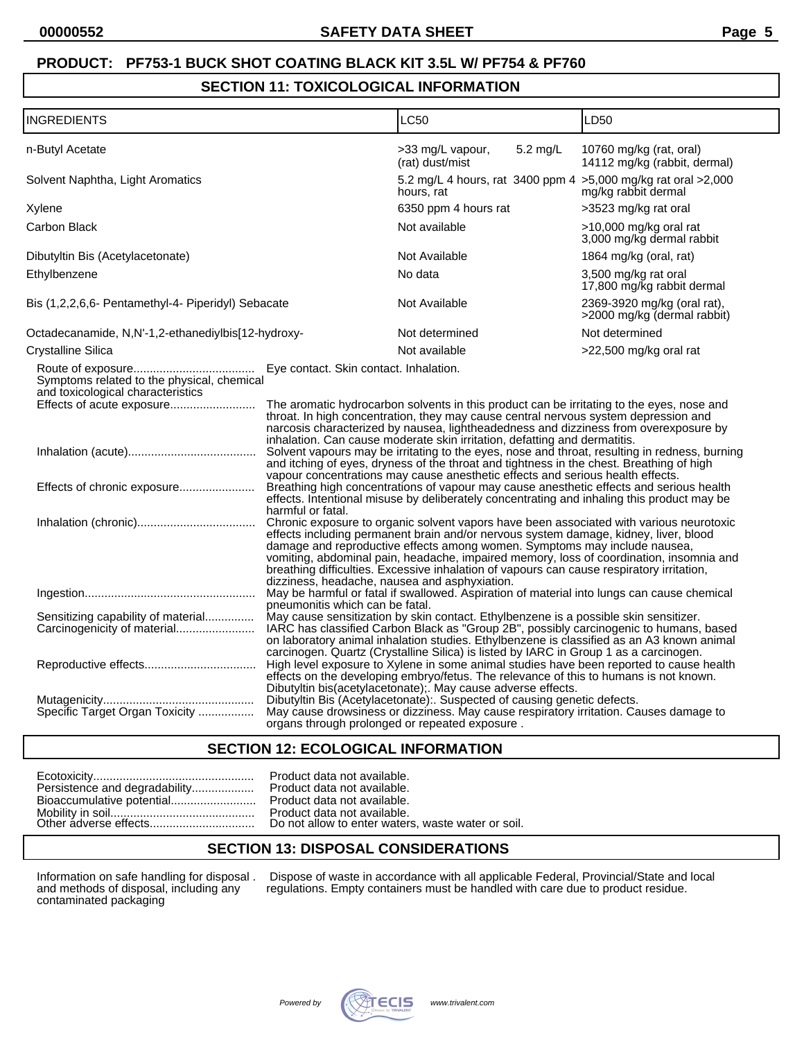**PRODUCT: PF753-1 BUCK SHOT COATING BLACK KIT 3.5L W/ PF754 & PF760**

## SECTION 11: TOXICOLOGICAL INFORMATION

| INGREDIENTS | LC50 | LD50 |
|---|---|---|
| n-Butyl Acetate | >33 mg/L vapour, (rat) dust/mist 5.2 mg/L | 10760 mg/kg (rat, oral) 14112 mg/kg (rabbit, dermal) |
| Solvent Naphtha, Light Aromatics | 5.2 mg/L 4 hours, rat 3400 ppm 4 hours, rat | >5,000 mg/kg rat oral >2,000 mg/kg rabbit dermal |
| Xylene | 6350 ppm 4 hours rat | >3523 mg/kg rat oral |
| Carbon Black | Not available | >10,000 mg/kg oral rat 3,000 mg/kg dermal rabbit |
| Dibutyltin Bis (Acetylacetonate) | Not Available | 1864 mg/kg (oral, rat) |
| Ethylbenzene | No data | 3,500 mg/kg rat oral 17,800 mg/kg rabbit dermal |
| Bis (1,2,2,6,6- Pentamethyl-4- Piperidyl) Sebacate | Not Available | 2369-3920 mg/kg (oral rat), >2000 mg/kg (dermal rabbit) |
| Octadecanamide, N,N'-1,2-ethanediylbis[12-hydroxy- | Not determined | Not determined |
| Crystalline Silica | Not available | >22,500 mg/kg oral rat |

Route of exposure.................................... Eye contact. Skin contact. Inhalation.

Symptoms related to the physical, chemical and toxicological characteristics

Effects of acute exposure.......................... The aromatic hydrocarbon solvents in this product can be irritating to the eyes, nose and throat. In high concentration, they may cause central nervous system depression and narcosis characterized by nausea, lightheadedness and dizziness from overexposure by inhalation. Can cause moderate skin irritation, defatting and dermatitis.

Inhalation (acute)....................................... Solvent vapours may be irritating to the eyes, nose and throat, resulting in redness, burning and itching of eyes, dryness of the throat and tightness in the chest. Breathing of high vapour concentrations may cause anesthetic effects and serious health effects.

Effects of chronic exposure....................... Breathing high concentrations of vapour may cause anesthetic effects and serious health effects. Intentional misuse by deliberately concentrating and inhaling this product may be harmful or fatal.

Inhalation (chronic).................................... Chronic exposure to organic solvent vapors have been associated with various neurotoxic effects including permanent brain and/or nervous system damage, kidney, liver, blood damage and reproductive effects among women. Symptoms may include nausea, vomiting, abdominal pain, headache, impaired memory, loss of coordination, insomnia and breathing difficulties. Excessive inhalation of vapours can cause respiratory irritation, dizziness, headache, nausea and asphyxiation.

Ingestion.................................................... May be harmful or fatal if swallowed. Aspiration of material into lungs can cause chemical pneumonitis which can be fatal.

Sensitizing capability of material............... May cause sensitization by skin contact. Ethylbenzene is a possible skin sensitizer.

Carcinogenicity of material........................ IARC has classified Carbon Black as "Group 2B", possibly carcinogenic to humans, based on laboratory animal inhalation studies. Ethylbenzene is classified as an A3 known animal carcinogen. Quartz (Crystalline Silica) is listed by IARC in Group 1 as a carcinogen.

Reproductive effects.................................. High level exposure to Xylene in some animal studies have been reported to cause health effects on the developing embryo/fetus. The relevance of this to humans is not known. Dibutyltin bis(acetylacetonate);. May cause adverse effects.

Mutagenicity.............................................. Dibutyltin Bis (Acetylacetonate):. Suspected of causing genetic defects.

Specific Target Organ Toxicity ................. May cause drowsiness or dizziness. May cause respiratory irritation. Causes damage to organs through prolonged or repeated exposure .

## SECTION 12: ECOLOGICAL INFORMATION

Ecotoxicity................................................ Product data not available.

Persistence and degradability................... Product data not available.

Bioaccumulative potential.......................... Product data not available.

Mobility in soil........................................... Product data not available.

Other adverse effects................................ Do not allow to enter waters, waste water or soil.

## SECTION 13: DISPOSAL CONSIDERATIONS

Information on safe handling for disposal . and methods of disposal, including any contaminated packaging — Dispose of waste in accordance with all applicable Federal, Provincial/State and local regulations. Empty containers must be handled with care due to product residue.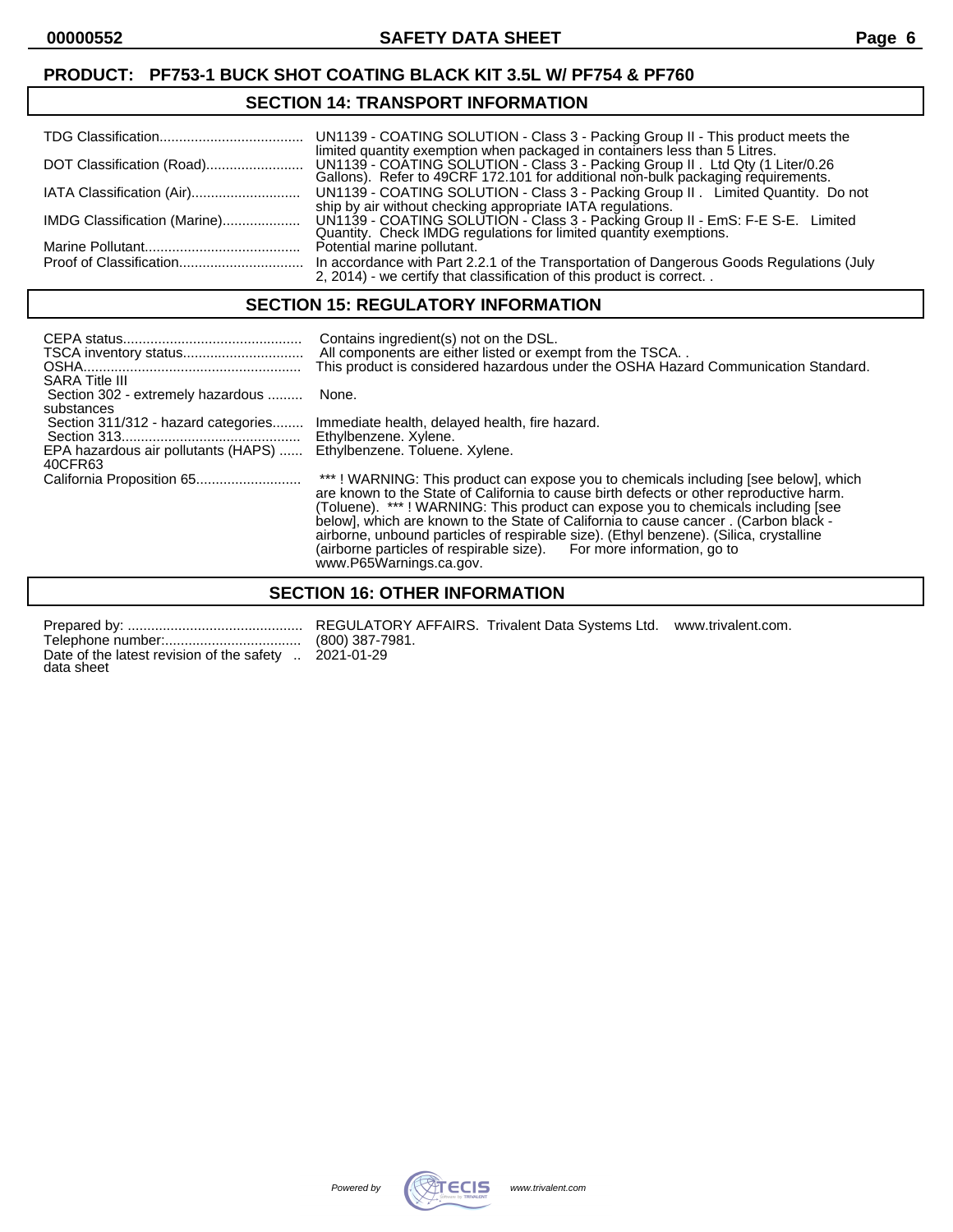## PRODUCT: PF753-1 BUCK SHOT COATING BLACK KIT 3.5L W/ PF754 & PF760

## SECTION 14: TRANSPORT INFORMATION

| | |
|---|---|
| TDG Classification | UN1139 - COATING SOLUTION - Class 3 - Packing Group II - This product meets the limited quantity exemption when packaged in containers less than 5 Litres. |
| DOT Classification (Road) | UN1139 - COATING SOLUTION - Class 3 - Packing Group II . Ltd Qty (1 Liter/0.26 Gallons). Refer to 49CRF 172.101 for additional non-bulk packaging requirements. |
| IATA Classification (Air) | UN1139 - COATING SOLUTION - Class 3 - Packing Group II . Limited Quantity. Do not ship by air without checking appropriate IATA regulations. |
| IMDG Classification (Marine) | UN1139 - COATING SOLUTION - Class 3 - Packing Group II - EmS: F-E S-E. Limited Quantity. Check IMDG regulations for limited quantity exemptions. |
| Marine Pollutant | Potential marine pollutant. |
| Proof of Classification | In accordance with Part 2.2.1 of the Transportation of Dangerous Goods Regulations (July 2, 2014) - we certify that classification of this product is correct. . |

## SECTION 15: REGULATORY INFORMATION

| | |
|---|---|
| CEPA status | Contains ingredient(s) not on the DSL. |
| TSCA inventory status | All components are either listed or exempt from the TSCA. . |
| OSHA | This product is considered hazardous under the OSHA Hazard Communication Standard. |
| SARA Title III | |
| Section 302 - extremely hazardous substances | None. |
| Section 311/312 - hazard categories | Immediate health, delayed health, fire hazard. |
| Section 313 | Ethylbenzene. Xylene. |
| EPA hazardous air pollutants (HAPS) 40CFR63 | Ethylbenzene. Toluene. Xylene. |
| California Proposition 65 | *** ! WARNING: This product can expose you to chemicals including [see below], which are known to the State of California to cause birth defects or other reproductive harm. (Toluene). *** ! WARNING: This product can expose you to chemicals including [see below], which are known to the State of California to cause cancer . (Carbon black - airborne, unbound particles of respirable size). (Ethyl benzene). (Silica, crystalline (airborne particles of respirable size). For more information, go to www.P65Warnings.ca.gov. |

## SECTION 16: OTHER INFORMATION

| | |
|---|---|
| Prepared by: | REGULATORY AFFAIRS. Trivalent Data Systems Ltd. www.trivalent.com. |
| Telephone number: | (800) 387-7981. |
| Date of the latest revision of the safety data sheet | 2021-01-29 |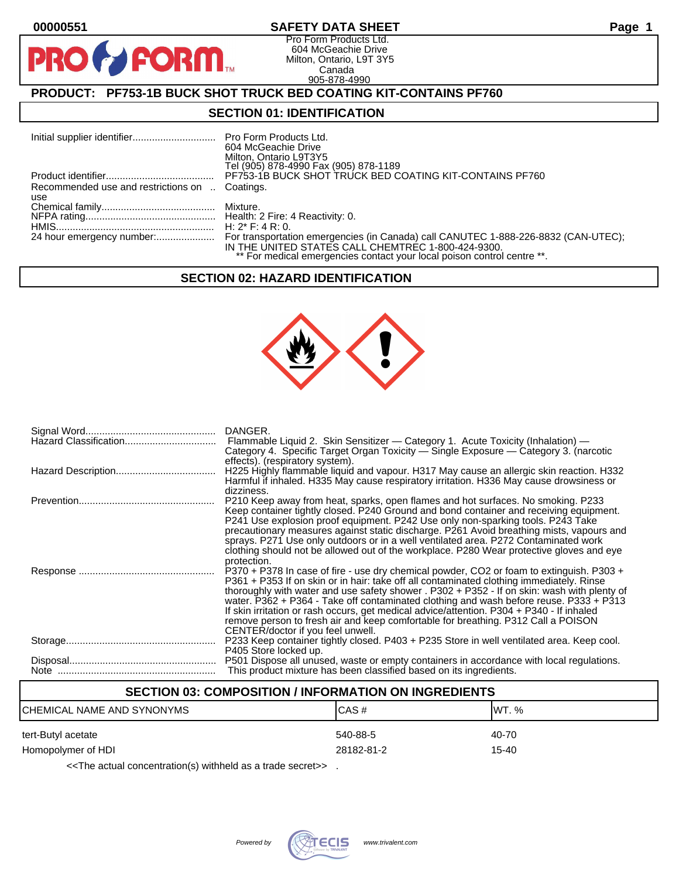00000551

# SAFETY DATA SHEET

Pro Form Products Ltd.
604 McGeachie Drive
Milton, Ontario, L9T 3Y5
Canada
905-878-4990

## PRODUCT: PF753-1B BUCK SHOT TRUCK BED COATING KIT-CONTAINS PF760

## SECTION 01: IDENTIFICATION

| | |
|---|---|
| Initial supplier identifier | Pro Form Products Ltd.<br>604 McGeachie Drive<br>Milton, Ontario L9T3Y5<br>Tel (905) 878-4990 Fax (905) 878-1189 |
| Product identifier | PF753-1B BUCK SHOT TRUCK BED COATING KIT-CONTAINS PF760 |
| Recommended use and restrictions on use | Coatings. |
| Chemical family | Mixture. |
| NFPA rating | Health: 2 Fire: 4 Reactivity: 0. |
| HMIS | H: 2* F: 4 R: 0. |
| 24 hour emergency number: | For transportation emergencies (in Canada) call CANUTEC 1-888-226-8832 (CAN-UTEC); IN THE UNITED STATES CALL CHEMTREC 1-800-424-9300.<br>** For medical emergencies contact your local poison control centre **. |

## SECTION 02: HAZARD IDENTIFICATION

| | |
|---|---|
| Signal Word | DANGER. |
| Hazard Classification | Flammable Liquid 2. Skin Sensitizer — Category 1. Acute Toxicity (Inhalation) — Category 4. Specific Target Organ Toxicity — Single Exposure — Category 3. (narcotic effects). (respiratory system). |
| Hazard Description | H225 Highly flammable liquid and vapour. H317 May cause an allergic skin reaction. H332 Harmful if inhaled. H335 May cause respiratory irritation. H336 May cause drowsiness or dizziness. |
| Prevention | P210 Keep away from heat, sparks, open flames and hot surfaces. No smoking. P233 Keep container tightly closed. P240 Ground and bond container and receiving equipment. P241 Use explosion proof equipment. P242 Use only non-sparking tools. P243 Take precautionary measures against static discharge. P261 Avoid breathing mists, vapours and sprays. P271 Use only outdoors or in a well ventilated area. P272 Contaminated work clothing should not be allowed out of the workplace. P280 Wear protective gloves and eye protection. |
| Response | P370 + P378 In case of fire - use dry chemical powder, CO2 or foam to extinguish. P303 + P361 + P353 If on skin or in hair: take off all contaminated clothing immediately. Rinse thoroughly with water and use safety shower . P302 + P352 - If on skin: wash with plenty of water. P362 + P364 - Take off contaminated clothing and wash before reuse. P333 + P313 If skin irritation or rash occurs, get medical advice/attention. P304 + P340 - If inhaled remove person to fresh air and keep comfortable for breathing. P312 Call a POISON CENTER/doctor if you feel unwell. |
| Storage | P233 Keep container tightly closed. P403 + P235 Store in well ventilated area. Keep cool. P405 Store locked up. |
| Disposal | P501 Dispose all unused, waste or empty containers in accordance with local regulations. |
| Note | This product mixture has been classified based on its ingredients. |

## SECTION 03: COMPOSITION / INFORMATION ON INGREDIENTS

| CHEMICAL NAME AND SYNONYMS | CAS # | WT. % |
|---|---|---|
| tert-Butyl acetate | 540-88-5 | 40-70 |
| Homopolymer of HDI | 28182-81-2 | 15-40 |

<<The actual concentration(s) withheld as a trade secret>> .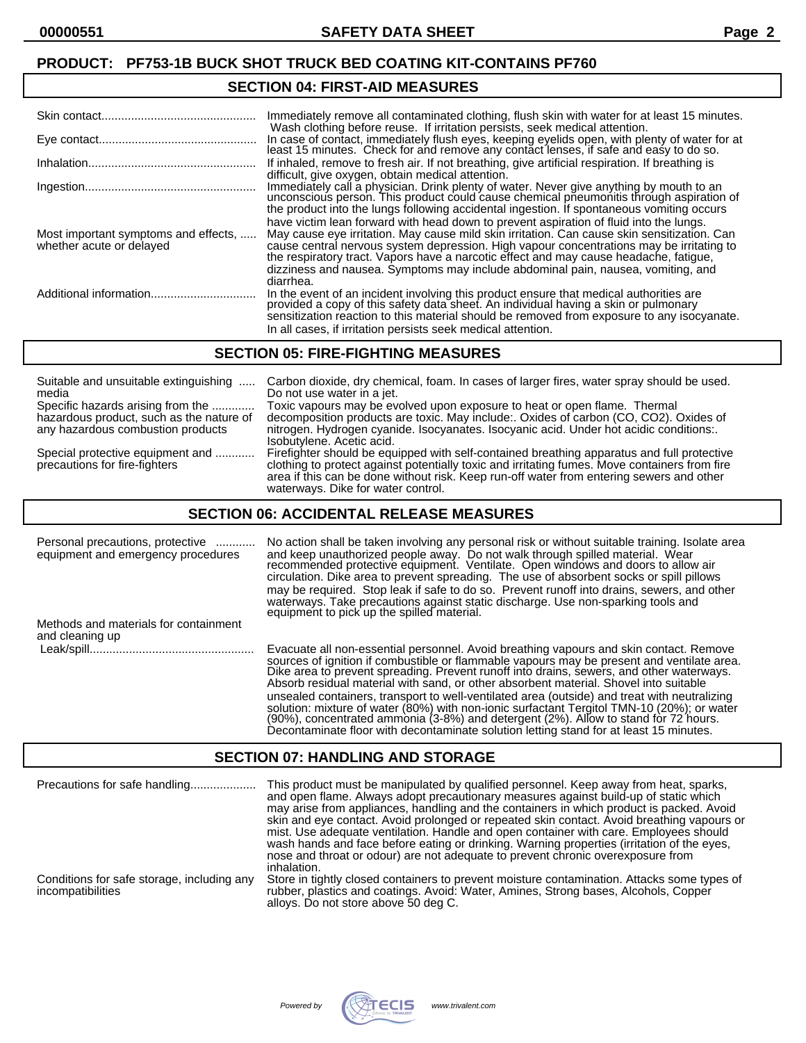**PRODUCT: PF753-1B BUCK SHOT TRUCK BED COATING KIT-CONTAINS PF760**

## SECTION 04: FIRST-AID MEASURES

| | |
|---|---|
| Skin contact | Immediately remove all contaminated clothing, flush skin with water for at least 15 minutes. Wash clothing before reuse. If irritation persists, seek medical attention. |
| Eye contact | In case of contact, immediately flush eyes, keeping eyelids open, with plenty of water for at least 15 minutes. Check for and remove any contact lenses, if safe and easy to do so. |
| Inhalation | If inhaled, remove to fresh air. If not breathing, give artificial respiration. If breathing is difficult, give oxygen, obtain medical attention. |
| Ingestion | Immediately call a physician. Drink plenty of water. Never give anything by mouth to an unconscious person. This product could cause chemical pneumonitis through aspiration of the product into the lungs following accidental ingestion. If spontaneous vomiting occurs have victim lean forward with head down to prevent aspiration of fluid into the lungs. |
| Most important symptoms and effects, whether acute or delayed | May cause eye irritation. May cause mild skin irritation. Can cause skin sensitization. Can cause central nervous system depression. High vapour concentrations may be irritating to the respiratory tract. Vapors have a narcotic effect and may cause headache, fatigue, dizziness and nausea. Symptoms may include abdominal pain, nausea, vomiting, and diarrhea. |
| Additional information | In the event of an incident involving this product ensure that medical authorities are provided a copy of this safety data sheet. An individual having a skin or pulmonary sensitization reaction to this material should be removed from exposure to any isocyanate. In all cases, if irritation persists seek medical attention. |

## SECTION 05: FIRE-FIGHTING MEASURES

| | |
|---|---|
| Suitable and unsuitable extinguishing media | Carbon dioxide, dry chemical, foam. In cases of larger fires, water spray should be used. Do not use water in a jet. |
| Specific hazards arising from the hazardous product, such as the nature of any hazardous combustion products | Toxic vapours may be evolved upon exposure to heat or open flame. Thermal decomposition products are toxic. May include:. Oxides of carbon (CO, CO2). Oxides of nitrogen. Hydrogen cyanide. Isocyanates. Isocyanic acid. Under hot acidic conditions:. Isobutylene. Acetic acid. |
| Special protective equipment and precautions for fire-fighters | Firefighter should be equipped with self-contained breathing apparatus and full protective clothing to protect against potentially toxic and irritating fumes. Move containers from fire area if this can be done without risk. Keep run-off water from entering sewers and other waterways. Dike for water control. |

## SECTION 06: ACCIDENTAL RELEASE MEASURES

| | |
|---|---|
| Personal precautions, protective equipment and emergency procedures | No action shall be taken involving any personal risk or without suitable training. Isolate area and keep unauthorized people away. Do not walk through spilled material. Wear recommended protective equipment. Ventilate. Open windows and doors to allow air circulation. Dike area to prevent spreading. The use of absorbent socks or spill pillows may be required. Stop leak if safe to do so. Prevent runoff into drains, sewers, and other waterways. Take precautions against static discharge. Use non-sparking tools and equipment to pick up the spilled material. |
| Methods and materials for containment and cleaning up | |
| Leak/spill | Evacuate all non-essential personnel. Avoid breathing vapours and skin contact. Remove sources of ignition if combustible or flammable vapours may be present and ventilate area. Dike area to prevent spreading. Prevent runoff into drains, sewers, and other waterways. Absorb residual material with sand, or other absorbent material. Shovel into suitable unsealed containers, transport to well-ventilated area (outside) and treat with neutralizing solution: mixture of water (80%) with non-ionic surfactant Tergitol TMN-10 (20%); or water (90%), concentrated ammonia (3-8%) and detergent (2%). Allow to stand for 72 hours. Decontaminate floor with decontaminate solution letting stand for at least 15 minutes. |

## SECTION 07: HANDLING AND STORAGE

| | |
|---|---|
| Precautions for safe handling | This product must be manipulated by qualified personnel. Keep away from heat, sparks, and open flame. Always adopt precautionary measures against build-up of static which may arise from appliances, handling and the containers in which product is packed. Avoid skin and eye contact. Avoid prolonged or repeated skin contact. Avoid breathing vapours or mist. Use adequate ventilation. Handle and open container with care. Employees should wash hands and face before eating or drinking. Warning properties (irritation of the eyes, nose and throat or odour) are not adequate to prevent chronic overexposure from inhalation. |
| Conditions for safe storage, including any incompatibilities | Store in tightly closed containers to prevent moisture contamination. Attacks some types of rubber, plastics and coatings. Avoid: Water, Amines, Strong bases, Alcohols, Copper alloys. Do not store above 50 deg C. |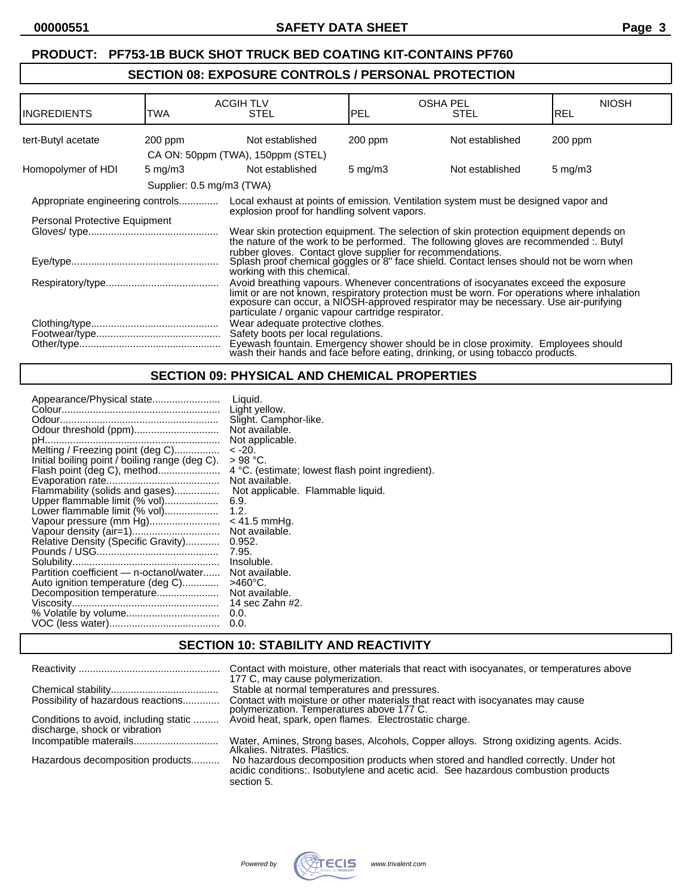**PRODUCT: PF753-1B BUCK SHOT TRUCK BED COATING KIT-CONTAINS PF760**

## SECTION 08: EXPOSURE CONTROLS / PERSONAL PROTECTION

| INGREDIENTS | ACGIH TLV TWA | ACGIH TLV STEL | OSHA PEL PEL | OSHA PEL STEL | NIOSH REL |
|---|---|---|---|---|---|
| tert-Butyl acetate | 200 ppm | Not established | 200 ppm | Not established | 200 ppm |
| | CA ON: 50ppm (TWA), 150ppm (STEL) | | | | |
| Homopolymer of HDI | 5 mg/m3 | Not established | 5 mg/m3 | Not established | 5 mg/m3 |
| | Supplier: 0.5 mg/m3 (TWA) | | | | |

Appropriate engineering controls.............. Local exhaust at points of emission. Ventilation system must be designed vapor and explosion proof for handling solvent vapors.

Personal Protective Equipment

Gloves/ type.............................................. Wear skin protection equipment. The selection of skin protection equipment depends on the nature of the work to be performed. The following gloves are recommended :. Butyl rubber gloves. Contact glove supplier for recommendations.

Eye/type.................................................... Splash proof chemical goggles or 8" face shield. Contact lenses should not be worn when working with this chemical.

Respiratory/type........................................ Avoid breathing vapours. Whenever concentrations of isocyanates exceed the exposure limit or are not known, respiratory protection must be worn. For operations where inhalation exposure can occur, a NIOSH-approved respirator may be necessary. Use air-purifying particulate / organic vapour cartridge respirator.

Clothing/type............................................. Wear adequate protective clothes.

Footwear/type............................................ Safety boots per local regulations.

Other/type.................................................. Eyewash fountain. Emergency shower should be in close proximity. Employees should wash their hands and face before eating, drinking, or using tobacco products.

## SECTION 09: PHYSICAL AND CHEMICAL PROPERTIES

Appearance/Physical state........................ Liquid.
Colour........................................................ Light yellow.
Odour......................................................... Slight. Camphor-like.
Odour threshold (ppm).............................. Not available.
pH.............................................................. Not applicable.
Melting / Freezing point (deg C)................ < -20.
Initial boiling point / boiling range (deg C). > 98 °C.
Flash point (deg C), method...................... 4 °C. (estimate; lowest flash point ingredient).
Evaporation rate........................................ Not available.
Flammability (solids and gases)................ Not applicable. Flammable liquid.
Upper flammable limit (% vol)................... 6.9.
Lower flammable limit (% vol)................... 1.2.
Vapour pressure (mm Hg)......................... < 41.5 mmHg.
Vapour density (air=1)............................... Not available.
Relative Density (Specific Gravity)............ 0.952.
Pounds / USG........................................... 7.95.
Solubility.................................................... Insoluble.
Partition coefficient — n-octanol/water...... Not available.
Auto ignition temperature (deg C)............. >460°C.
Decomposition temperature...................... Not available.
Viscosity.................................................... 14 sec Zahn #2.
% Volatile by volume................................. 0.0.
VOC (less water)....................................... 0.0.

## SECTION 10: STABILITY AND REACTIVITY

Reactivity .................................................. Contact with moisture, other materials that react with isocyanates, or temperatures above 177 C, may cause polymerization.

Chemical stability...................................... Stable at normal temperatures and pressures.

Possibility of hazardous reactions............. Contact with moisture or other materials that react with isocyanates may cause polymerization. Temperatures above 177 C.

Conditions to avoid, including static discharge, shock or vibration ......... Avoid heat, spark, open flames. Electrostatic charge.

Incompatible materails.............................. Water, Amines, Strong bases, Alcohols, Copper alloys. Strong oxidizing agents. Acids. Alkalies. Nitrates. Plastics.

Hazardous decomposition products.......... No hazardous decomposition products when stored and handled correctly. Under hot acidic conditions:. Isobutylene and acetic acid. See hazardous combustion products section 5.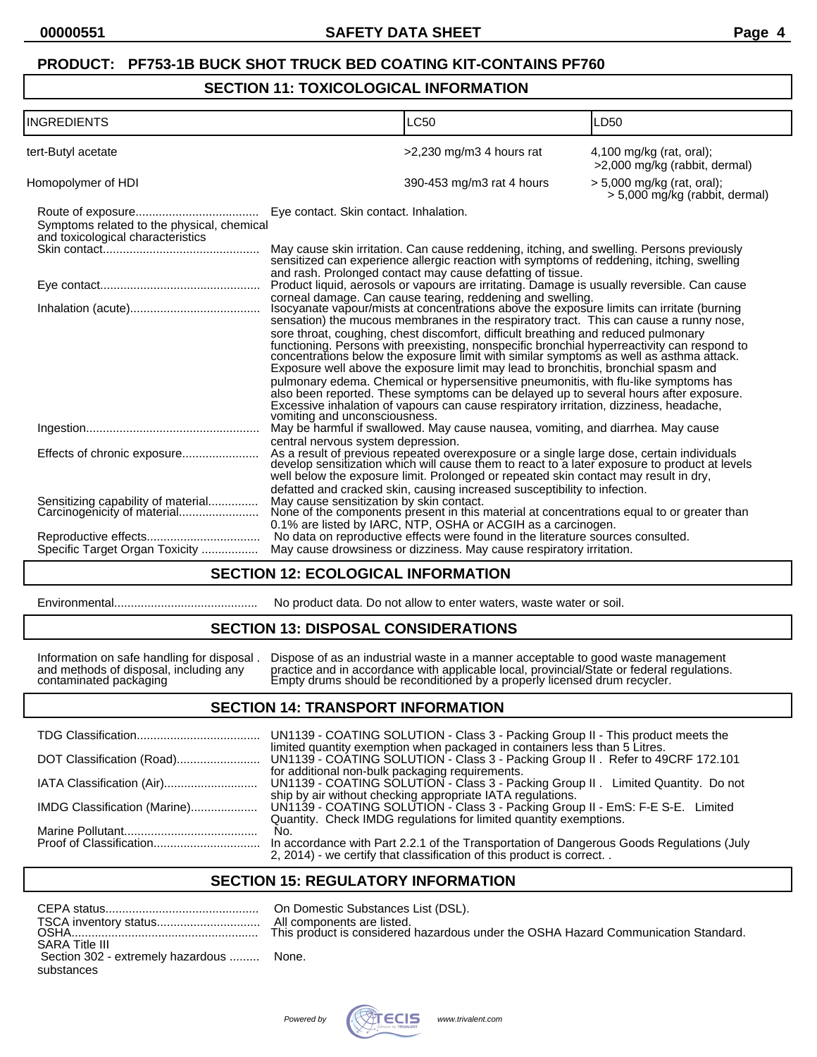**PRODUCT: PF753-1B BUCK SHOT TRUCK BED COATING KIT-CONTAINS PF760**

## SECTION 11: TOXICOLOGICAL INFORMATION

| INGREDIENTS | LC50 | LD50 |
|---|---|---|
| tert-Butyl acetate | >2,230 mg/m3 4 hours rat | 4,100 mg/kg (rat, oral); >2,000 mg/kg (rabbit, dermal) |
| Homopolymer of HDI | 390-453 mg/m3 rat 4 hours | > 5,000 mg/kg (rat, oral); > 5,000 mg/kg (rabbit, dermal) |

Route of exposure.................................... Eye contact. Skin contact. Inhalation.

Symptoms related to the physical, chemical and toxicological characteristics

Skin contact.............................................. May cause skin irritation. Can cause reddening, itching, and swelling. Persons previously sensitized can experience allergic reaction with symptoms of reddening, itching, swelling and rash. Prolonged contact may cause defatting of tissue.

Eye contact............................................... Product liquid, aerosols or vapours are irritating. Damage is usually reversible. Can cause corneal damage. Can cause tearing, reddening and swelling.

Inhalation (acute)....................................... Isocyanate vapour/mists at concentrations above the exposure limits can irritate (burning sensation) the mucous membranes in the respiratory tract. This can cause a runny nose, sore throat, coughing, chest discomfort, difficult breathing and reduced pulmonary functioning. Persons with preexisting, nonspecific bronchial hyperreactivity can respond to concentrations below the exposure limit with similar symptoms as well as asthma attack. Exposure well above the exposure limit may lead to bronchitis, bronchial spasm and pulmonary edema. Chemical or hypersensitive pneumonitis, with flu-like symptoms has also been reported. These symptoms can be delayed up to several hours after exposure. Excessive inhalation of vapours can cause respiratory irritation, dizziness, headache, vomiting and unconsciousness.

Ingestion................................................... May be harmful if swallowed. May cause nausea, vomiting, and diarrhea. May cause central nervous system depression.

Effects of chronic exposure....................... As a result of previous repeated overexposure or a single large dose, certain individuals develop sensitization which will cause them to react to a later exposure to product at levels well below the exposure limit. Prolonged or repeated skin contact may result in dry, defatted and cracked skin, causing increased susceptibility to infection.

Sensitizing capability of material............... May cause sensitization by skin contact.

Carcinogenicity of material........................ None of the components present in this material at concentrations equal to or greater than 0.1% are listed by IARC, NTP, OSHA or ACGIH as a carcinogen.

Reproductive effects.................................. No data on reproductive effects were found in the literature sources consulted.

Specific Target Organ Toxicity ................. May cause drowsiness or dizziness. May cause respiratory irritation.

## SECTION 12: ECOLOGICAL INFORMATION

Environmental.......................................... No product data. Do not allow to enter waters, waste water or soil.

## SECTION 13: DISPOSAL CONSIDERATIONS

Information on safe handling for disposal . and methods of disposal, including any contaminated packaging — Dispose of as an industrial waste in a manner acceptable to good waste management practice and in accordance with applicable local, provincial/State or federal regulations. Empty drums should be reconditioned by a properly licensed drum recycler.

## SECTION 14: TRANSPORT INFORMATION

TDG Classification.................................... UN1139 - COATING SOLUTION - Class 3 - Packing Group II - This product meets the limited quantity exemption when packaged in containers less than 5 Litres.

DOT Classification (Road)......................... UN1139 - COATING SOLUTION - Class 3 - Packing Group II . Refer to 49CRF 172.101 for additional non-bulk packaging requirements.

IATA Classification (Air)............................ UN1139 - COATING SOLUTION - Class 3 - Packing Group II . Limited Quantity. Do not ship by air without checking appropriate IATA regulations.

IMDG Classification (Marine).................... UN1139 - COATING SOLUTION - Class 3 - Packing Group II - EmS: F-E S-E. Limited Quantity. Check IMDG regulations for limited quantity exemptions.

Marine Pollutant........................................ No.

Proof of Classification................................ In accordance with Part 2.2.1 of the Transportation of Dangerous Goods Regulations (July 2, 2014) - we certify that classification of this product is correct. .

## SECTION 15: REGULATORY INFORMATION

CEPA status............................................. On Domestic Substances List (DSL).

TSCA inventory status............................... All components are listed.

OSHA........................................................ This product is considered hazardous under the OSHA Hazard Communication Standard.

SARA Title III

Section 302 - extremely hazardous ......... substances — None.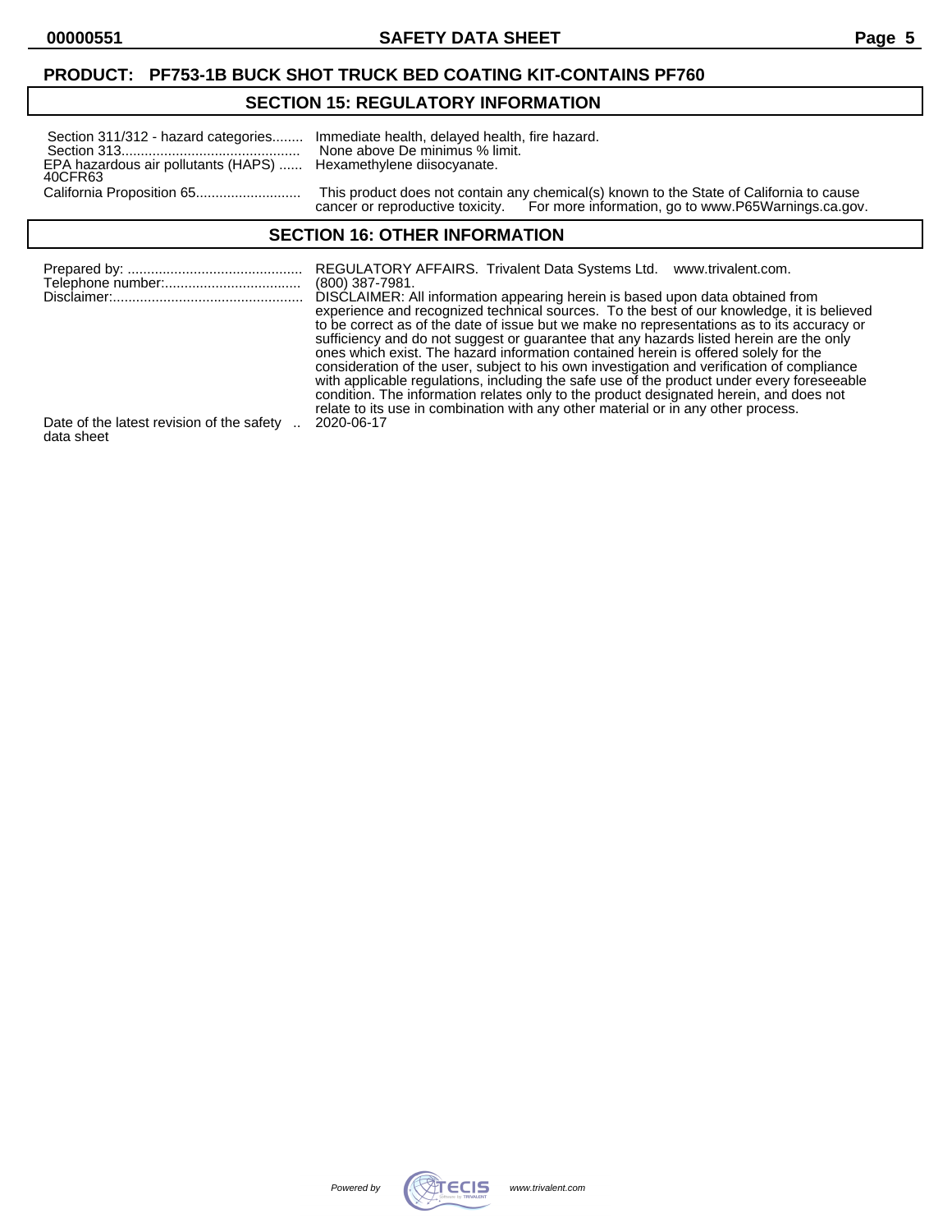**PRODUCT: PF753-1B BUCK SHOT TRUCK BED COATING KIT-CONTAINS PF760**

## SECTION 15: REGULATORY INFORMATION

| | |
|---|---|
| Section 311/312 - hazard categories........ | Immediate health, delayed health, fire hazard. |
| Section 313............................................. | None above De minimus % limit. |
| EPA hazardous air pollutants (HAPS) ...... 40CFR63 | Hexamethylene diisocyanate. |
| California Proposition 65........................... | This product does not contain any chemical(s) known to the State of California to cause cancer or reproductive toxicity. For more information, go to www.P65Warnings.ca.gov. |

## SECTION 16: OTHER INFORMATION

| | |
|---|---|
| Prepared by: ............................................. | REGULATORY AFFAIRS. Trivalent Data Systems Ltd. www.trivalent.com. |
| Telephone number:................................... | (800) 387-7981. |
| Disclaimer:................................................. | DISCLAIMER: All information appearing herein is based upon data obtained from experience and recognized technical sources. To the best of our knowledge, it is believed to be correct as of the date of issue but we make no representations as to its accuracy or sufficiency and do not suggest or guarantee that any hazards listed herein are the only ones which exist. The hazard information contained herein is offered solely for the consideration of the user, subject to his own investigation and verification of compliance with applicable regulations, including the safe use of the product under every foreseeable condition. The information relates only to the product designated herein, and does not relate to its use in combination with any other material or in any other process. |
| Date of the latest revision of the safety .. data sheet | 2020-06-17 |